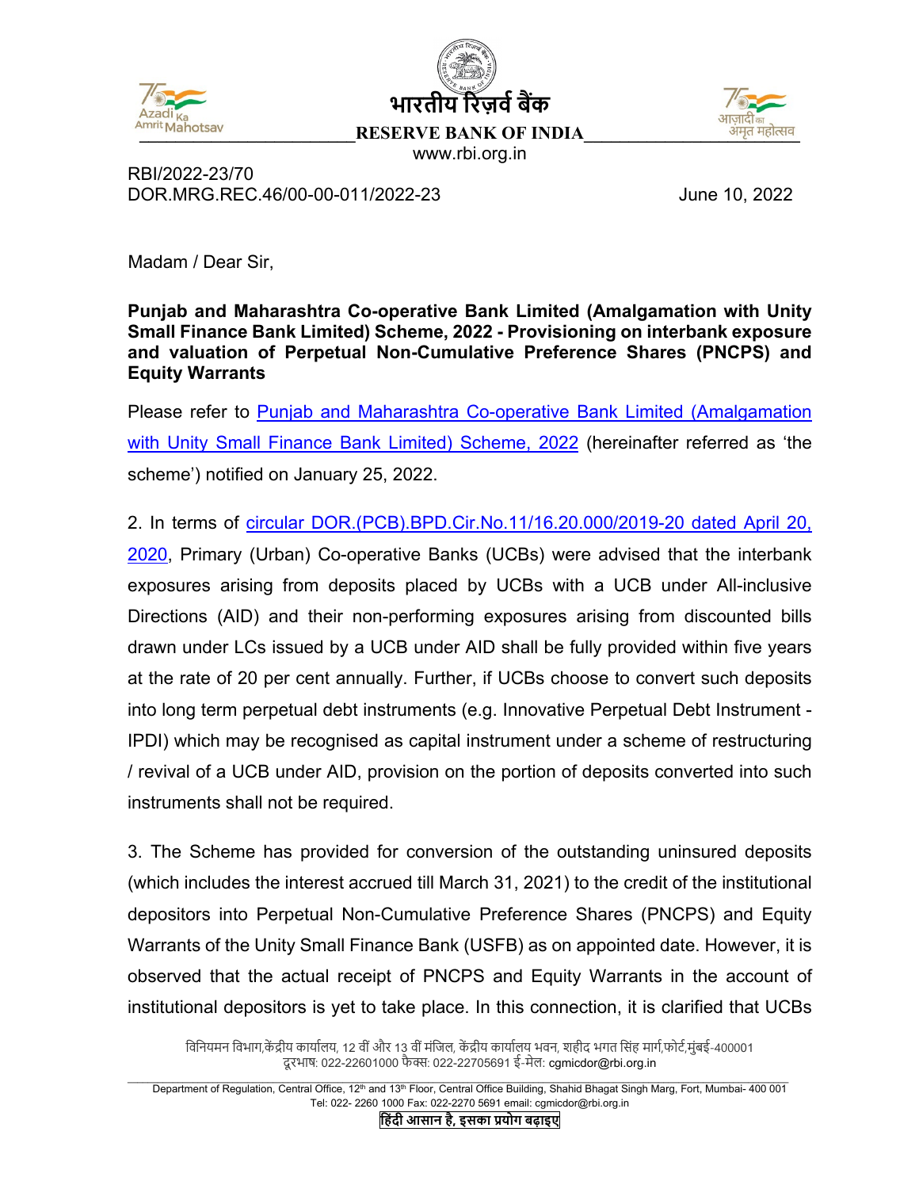भारतीय रिज़र्व बैंक

RESERVE BANK OF INDIA

www.rbi.org.in

RBI/2022-23/70
DOR.MRG.REC.46/00-00-011/2022-23

June 10, 2022

Madam / Dear Sir,

**Punjab and Maharashtra Co-operative Bank Limited (Amalgamation with Unity Small Finance Bank Limited) Scheme, 2022 - Provisioning on interbank exposure and valuation of Perpetual Non-Cumulative Preference Shares (PNCPS) and Equity Warrants**

Please refer to Punjab and Maharashtra Co-operative Bank Limited (Amalgamation with Unity Small Finance Bank Limited) Scheme, 2022 (hereinafter referred as 'the scheme') notified on January 25, 2022.

2. In terms of circular DOR.(PCB).BPD.Cir.No.11/16.20.000/2019-20 dated April 20, 2020, Primary (Urban) Co-operative Banks (UCBs) were advised that the interbank exposures arising from deposits placed by UCBs with a UCB under All-inclusive Directions (AID) and their non-performing exposures arising from discounted bills drawn under LCs issued by a UCB under AID shall be fully provided within five years at the rate of 20 per cent annually. Further, if UCBs choose to convert such deposits into long term perpetual debt instruments (e.g. Innovative Perpetual Debt Instrument - IPDI) which may be recognised as capital instrument under a scheme of restructuring / revival of a UCB under AID, provision on the portion of deposits converted into such instruments shall not be required.

3. The Scheme has provided for conversion of the outstanding uninsured deposits (which includes the interest accrued till March 31, 2021) to the credit of the institutional depositors into Perpetual Non-Cumulative Preference Shares (PNCPS) and Equity Warrants of the Unity Small Finance Bank (USFB) as on appointed date. However, it is observed that the actual receipt of PNCPS and Equity Warrants in the account of institutional depositors is yet to take place. In this connection, it is clarified that UCBs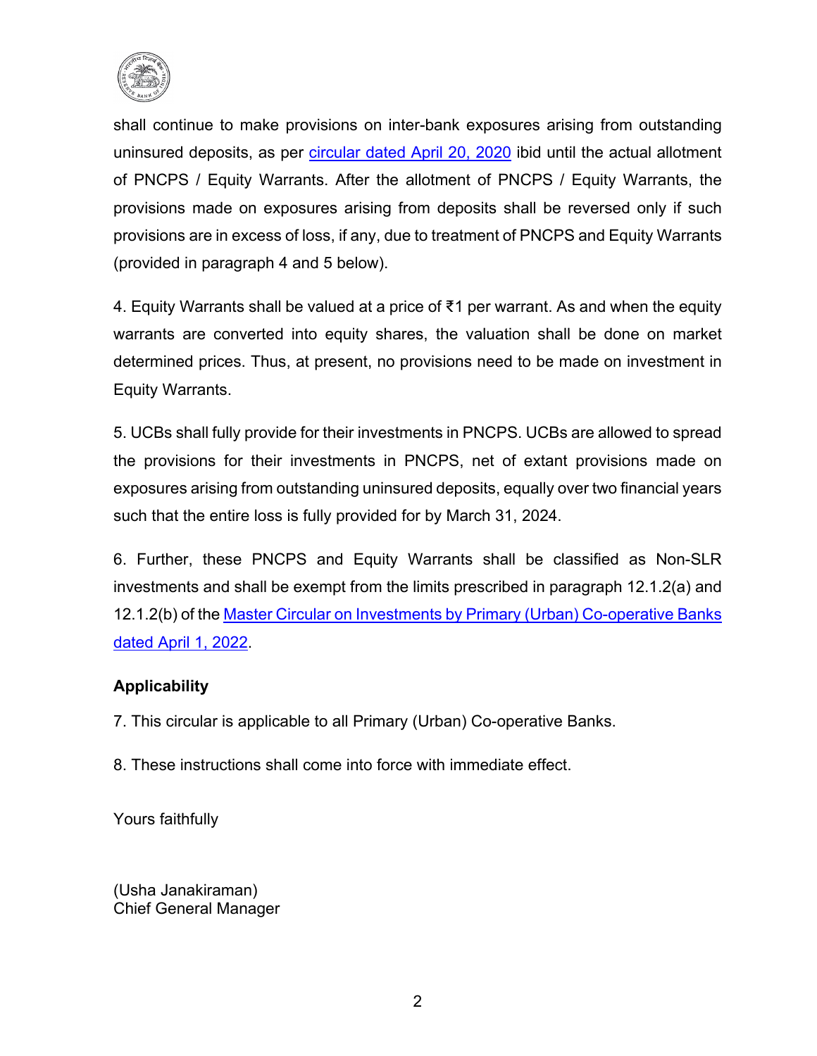shall continue to make provisions on inter-bank exposures arising from outstanding uninsured deposits, as per [circular dated April 20, 2020]() ibid until the actual allotment of PNCPS / Equity Warrants. After the allotment of PNCPS / Equity Warrants, the provisions made on exposures arising from deposits shall be reversed only if such provisions are in excess of loss, if any, due to treatment of PNCPS and Equity Warrants (provided in paragraph 4 and 5 below).

4. Equity Warrants shall be valued at a price of ₹1 per warrant. As and when the equity warrants are converted into equity shares, the valuation shall be done on market determined prices. Thus, at present, no provisions need to be made on investment in Equity Warrants.

5. UCBs shall fully provide for their investments in PNCPS. UCBs are allowed to spread the provisions for their investments in PNCPS, net of extant provisions made on exposures arising from outstanding uninsured deposits, equally over two financial years such that the entire loss is fully provided for by March 31, 2024.

6. Further, these PNCPS and Equity Warrants shall be classified as Non-SLR investments and shall be exempt from the limits prescribed in paragraph 12.1.2(a) and 12.1.2(b) of the [Master Circular on Investments by Primary (Urban) Co-operative Banks dated April 1, 2022]().

**Applicability**

7. This circular is applicable to all Primary (Urban) Co-operative Banks.

8. These instructions shall come into force with immediate effect.

Yours faithfully

(Usha Janakiraman)
Chief General Manager